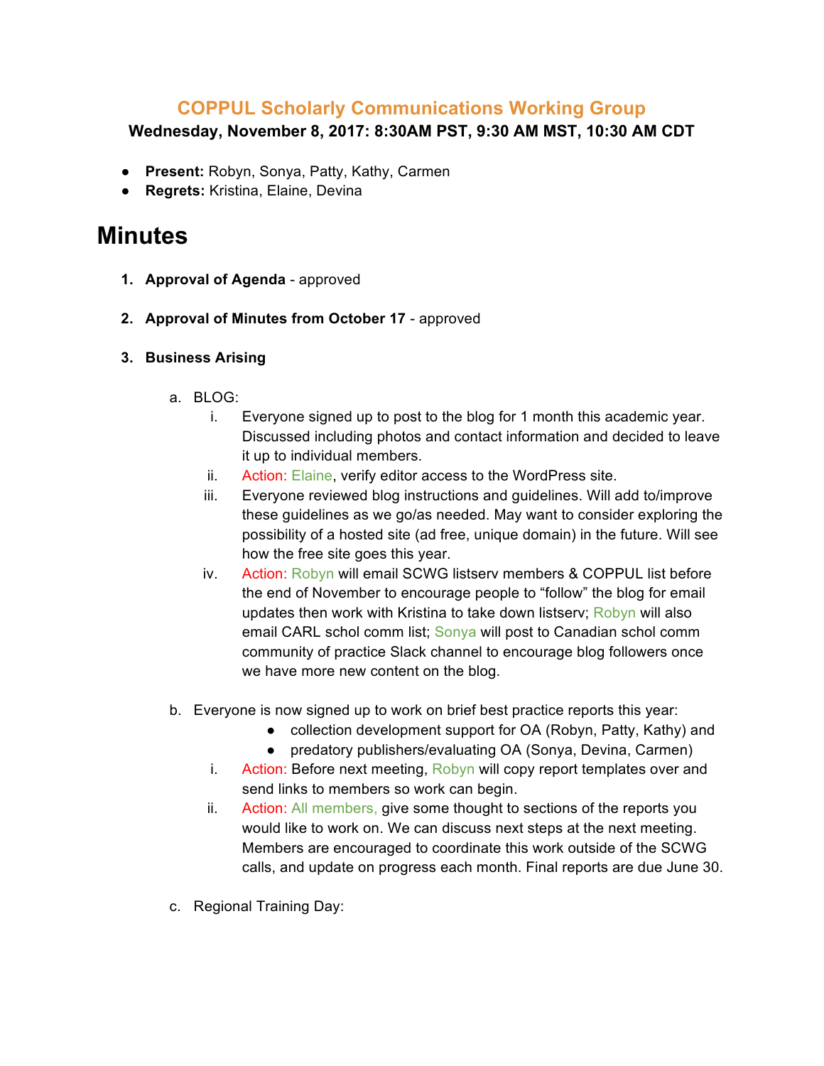# COPPUL Scholarly Communications Working Group

**Wednesday, November 8, 2017: 8:30AM PST, 9:30 AM MST, 10:30 AM CDT**

- **Present:** Robyn, Sonya, Patty, Kathy, Carmen
- **Regrets:** Kristina, Elaine, Devina

# Minutes

1. **Approval of Agenda** - approved

2. **Approval of Minutes from October 17** - approved

3. **Business Arising**

    a. BLOG:

      i. Everyone signed up to post to the blog for 1 month this academic year. Discussed including photos and contact information and decided to leave it up to individual members.

      ii. Action: Elaine, verify editor access to the WordPress site.

      iii. Everyone reviewed blog instructions and guidelines. Will add to/improve these guidelines as we go/as needed. May want to consider exploring the possibility of a hosted site (ad free, unique domain) in the future. Will see how the free site goes this year.

      iv. Action: Robyn will email SCWG listserv members & COPPUL list before the end of November to encourage people to "follow" the blog for email updates then work with Kristina to take down listserv; Robyn will also email CARL schol comm list; Sonya will post to Canadian schol comm community of practice Slack channel to encourage blog followers once we have more new content on the blog.

    b. Everyone is now signed up to work on brief best practice reports this year:
      - collection development support for OA (Robyn, Patty, Kathy) and
      - predatory publishers/evaluating OA (Sonya, Devina, Carmen)

      i. Action: Before next meeting, Robyn will copy report templates over and send links to members so work can begin.

      ii. Action: All members, give some thought to sections of the reports you would like to work on. We can discuss next steps at the next meeting. Members are encouraged to coordinate this work outside of the SCWG calls, and update on progress each month. Final reports are due June 30.

    c. Regional Training Day: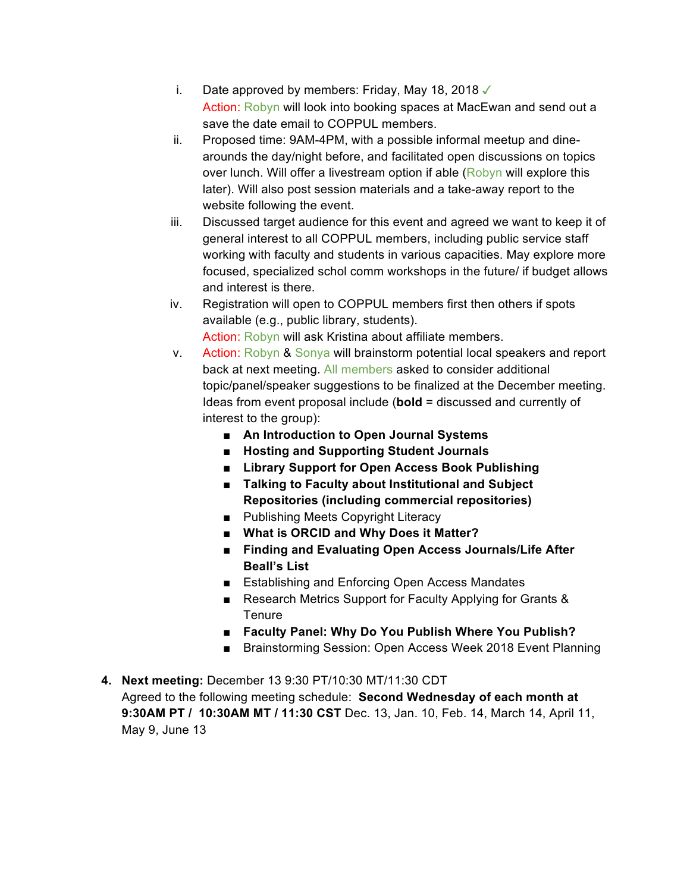i. Date approved by members: Friday, May 18, 2018 ✓
   Action: Robyn will look into booking spaces at MacEwan and send out a save the date email to COPPUL members.

ii. Proposed time: 9AM-4PM, with a possible informal meetup and dine-arounds the day/night before, and facilitated open discussions on topics over lunch. Will offer a livestream option if able (Robyn will explore this later). Will also post session materials and a take-away report to the website following the event.

iii. Discussed target audience for this event and agreed we want to keep it of general interest to all COPPUL members, including public service staff working with faculty and students in various capacities. May explore more focused, specialized schol comm workshops in the future/ if budget allows and interest is there.

iv. Registration will open to COPPUL members first then others if spots available (e.g., public library, students).
   Action: Robyn will ask Kristina about affiliate members.

v. Action: Robyn & Sonya will brainstorm potential local speakers and report back at next meeting. All members asked to consider additional topic/panel/speaker suggestions to be finalized at the December meeting. Ideas from event proposal include (**bold** = discussed and currently of interest to the group):
   - **An Introduction to Open Journal Systems**
   - **Hosting and Supporting Student Journals**
   - **Library Support for Open Access Book Publishing**
   - **Talking to Faculty about Institutional and Subject Repositories (including commercial repositories)**
   - Publishing Meets Copyright Literacy
   - **What is ORCID and Why Does it Matter?**
   - **Finding and Evaluating Open Access Journals/Life After Beall's List**
   - Establishing and Enforcing Open Access Mandates
   - Research Metrics Support for Faculty Applying for Grants & Tenure
   - **Faculty Panel: Why Do You Publish Where You Publish?**
   - Brainstorming Session: Open Access Week 2018 Event Planning

4. **Next meeting:** December 13 9:30 PT/10:30 MT/11:30 CDT
   Agreed to the following meeting schedule: **Second Wednesday of each month at 9:30AM PT / 10:30AM MT / 11:30 CST** Dec. 13, Jan. 10, Feb. 14, March 14, April 11, May 9, June 13